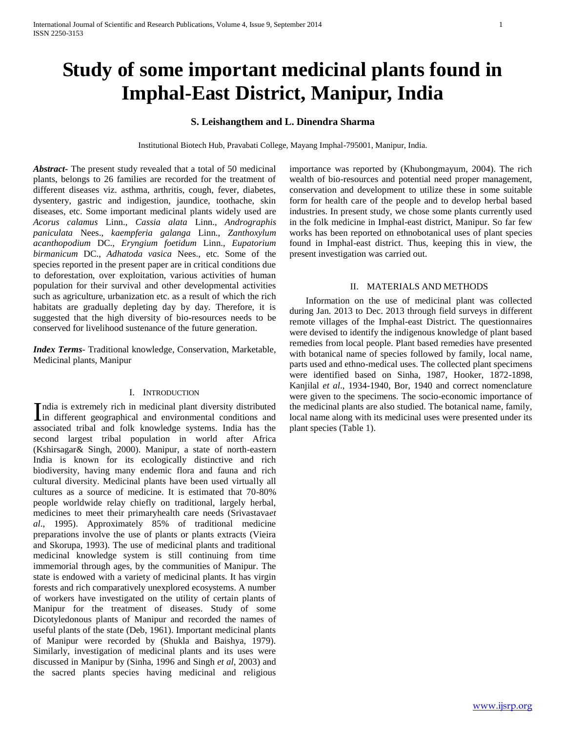# Study of some important medicinal plants found in Imphal-East District, Manipur, India

**S. Leishangthem and L. Dinendra Sharma**

Institutional Biotech Hub, Pravabati College, Mayang Imphal-795001, Manipur, India.

***Abstract***- The present study revealed that a total of 50 medicinal plants, belongs to 26 families are recorded for the treatment of different diseases viz. asthma, arthritis, cough, fever, diabetes, dysentery, gastric and indigestion, jaundice, toothache, skin diseases, etc. Some important medicinal plants widely used are *Acorus calamus* Linn., *Cassia alata* Linn., *Andrographis paniculata* Nees., *kaempferia galanga* Linn., *Zanthoxylum acanthopodium* DC., *Eryngium foetidum* Linn., *Eupatorium birmanicum* DC., *Adhatoda vasica* Nees., etc. Some of the species reported in the present paper are in critical conditions due to deforestation, over exploitation, various activities of human population for their survival and other developmental activities such as agriculture, urbanization etc. as a result of which the rich habitats are gradually depleting day by day. Therefore, it is suggested that the high diversity of bio-resources needs to be conserved for livelihood sustenance of the future generation.

***Index Terms***- Traditional knowledge, Conservation, Marketable, Medicinal plants, Manipur

## I. Introduction

India is extremely rich in medicinal plant diversity distributed in different geographical and environmental conditions and associated tribal and folk knowledge systems. India has the second largest tribal population in world after Africa (Kshirsagar& Singh, 2000). Manipur, a state of north-eastern India is known for its ecologically distinctive and rich biodiversity, having many endemic flora and fauna and rich cultural diversity. Medicinal plants have been used virtually all cultures as a source of medicine. It is estimated that 70-80% people worldwide relay chiefly on traditional, largely herbal, medicines to meet their primaryhealth care needs (Srivastava*et al*., 1995). Approximately 85% of traditional medicine preparations involve the use of plants or plants extracts (Vieira and Skorupa, 1993). The use of medicinal plants and traditional medicinal knowledge system is still continuing from time immemorial through ages, by the communities of Manipur. The state is endowed with a variety of medicinal plants. It has virgin forests and rich comparatively unexplored ecosystems. A number of workers have investigated on the utility of certain plants of Manipur for the treatment of diseases. Study of some Dicotyledonous plants of Manipur and recorded the names of useful plants of the state (Deb, 1961). Important medicinal plants of Manipur were recorded by (Shukla and Baishya, 1979). Similarly, investigation of medicinal plants and its uses were discussed in Manipur by (Sinha, 1996 and Singh *et al*, 2003) and the sacred plants species having medicinal and religious importance was reported by (Khubongmayum, 2004). The rich wealth of bio-resources and potential need proper management, conservation and development to utilize these in some suitable form for health care of the people and to develop herbal based industries. In present study, we chose some plants currently used in the folk medicine in Imphal-east district, Manipur. So far few works has been reported on ethnobotanical uses of plant species found in Imphal-east district. Thus, keeping this in view, the present investigation was carried out.

## II. Materials and Methods

Information on the use of medicinal plant was collected during Jan. 2013 to Dec. 2013 through field surveys in different remote villages of the Imphal-east District. The questionnaires were devised to identify the indigenous knowledge of plant based remedies from local people. Plant based remedies have presented with botanical name of species followed by family, local name, parts used and ethno-medical uses. The collected plant specimens were identified based on Sinha, 1987, Hooker, 1872-1898, Kanjilal *et al*., 1934-1940, Bor, 1940 and correct nomenclature were given to the specimens. The socio-economic importance of the medicinal plants are also studied. The botanical name, family, local name along with its medicinal uses were presented under its plant species (Table 1).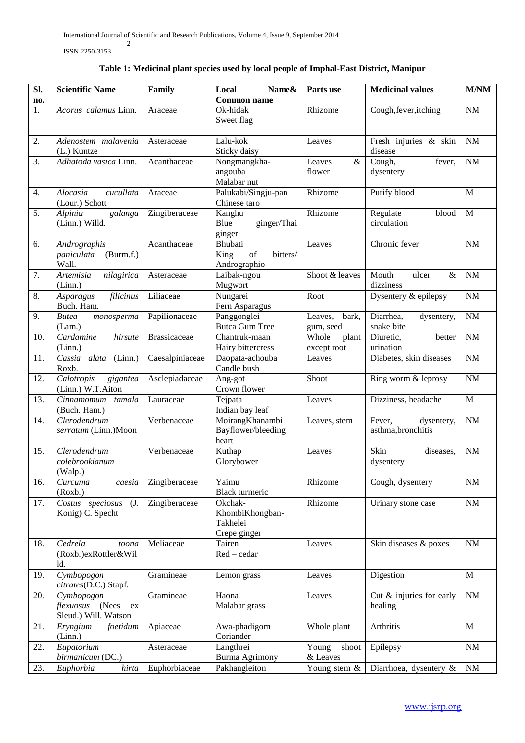**Table 1: Medicinal plant species used by local people of Imphal-East District, Manipur**

| Sl. no. | Scientific Name | Family | Local Name& Common name | Parts use | Medicinal values | M/NM |
|---|---|---|---|---|---|---|
| 1. | *Acorus calamus* Linn. | Araceae | Ok-hidak Sweet flag | Rhizome | Cough,fever,itching | NM |
| 2. | *Adenostem malavenia* (L.) Kuntze | Asteraceae | Lalu-kok Sticky daisy | Leaves | Fresh injuries & skin disease | NM |
| 3. | *Adhatoda vasica* Linn. | Acanthaceae | Nongmangkha-angouba Malabar nut | Leaves & flower | Cough, fever, dysentery | NM |
| 4. | *Alocasia cucullata* (Lour.) Schott | Araceae | Palukabi/Singju-pan Chinese taro | Rhizome | Purify blood | M |
| 5. | *Alpinia galanga* (Linn.) Willd. | Zingiberaceae | Kanghu Blue ginger/Thai ginger | Rhizome | Regulate blood circulation | M |
| 6. | *Andrographis paniculata* (Burm.f.) Wall. | Acanthaceae | Bhubati King of bitters/ Andrographio | Leaves | Chronic fever | NM |
| 7. | *Artemisia nilagirica* (Linn.) | Asteraceae | Laibak-ngou Mugwort | Shoot & leaves | Mouth ulcer & dizziness | NM |
| 8. | *Asparagus filicinus* Buch. Ham. | Liliaceae | Nungarei Fern Asparagus | Root | Dysentery & epilepsy | NM |
| 9. | *Butea monosperma* (Lam.) | Papilionaceae | Panggonglei Butca Gum Tree | Leaves, bark, gum, seed | Diarrhea, dysentery, snake bite | NM |
| 10. | *Cardamine hirsute* (Linn.) | Brassicaceae | Chantruk-maan Hairy bittercress | Whole plant except root | Diuretic, better urination | NM |
| 11. | *Cassia alata* (Linn.) Roxb. | Caesalpiniaceae | Daopata-achouba Candle bush | Leaves | Diabetes, skin diseases | NM |
| 12. | *Calotropis gigantea* (Linn.) W.T.Aiton | Asclepiadaceae | Ang-got Crown flower | Shoot | Ring worm & leprosy | NM |
| 13. | *Cinnamomum tamala* (Buch. Ham.) | Lauraceae | Tejpata Indian bay leaf | Leaves | Dizziness, headache | M |
| 14. | *Clerodendrum serratum* (Linn.)Moon | Verbenaceae | MoirangKhanambi Bayflower/bleeding heart | Leaves, stem | Fever, dysentery, asthma,bronchitis | NM |
| 15. | *Clerodendrum colebrookianum* (Walp.) | Verbenaceae | Kuthap Glorybower | Leaves | Skin diseases, dysentery | NM |
| 16. | *Curcuma caesia* (Roxb.) | Zingiberaceae | Yaimu Black turmeric | Rhizome | Cough, dysentery | NM |
| 17. | *Costus speciosus* (J. Konig) C. Specht | Zingiberaceae | Okchak-KhombiKhongban-Takhelei Crepe ginger | Rhizome | Urinary stone case | NM |
| 18. | *Cedrela toona* (Roxb.)exRottler&Willd. | Meliaceae | Tairen Red – cedar | Leaves | Skin diseases & poxes | NM |
| 19. | *Cymbopogon citrates*(D.C.) Stapf. | Gramineae | Lemon grass | Leaves | Digestion | M |
| 20. | *Cymbopogon flexuosus* (Nees ex Sleud.) Will. Watson | Gramineae | Haona Malabar grass | Leaves | Cut & injuries for early healing | NM |
| 21. | *Eryngium foetidum* (Linn.) | Apiaceae | Awa-phadigom Coriander | Whole plant | Arthritis | M |
| 22. | *Eupatorium birmanicum* (DC.) | Asteraceae | Langthrei Burma Agrimony | Young shoot & Leaves | Epilepsy | NM |
| 23. | *Euphorbia hirta* | Euphorbiaceae | Pakhangleiton | Young stem & | Diarrhoea, dysentery & | NM |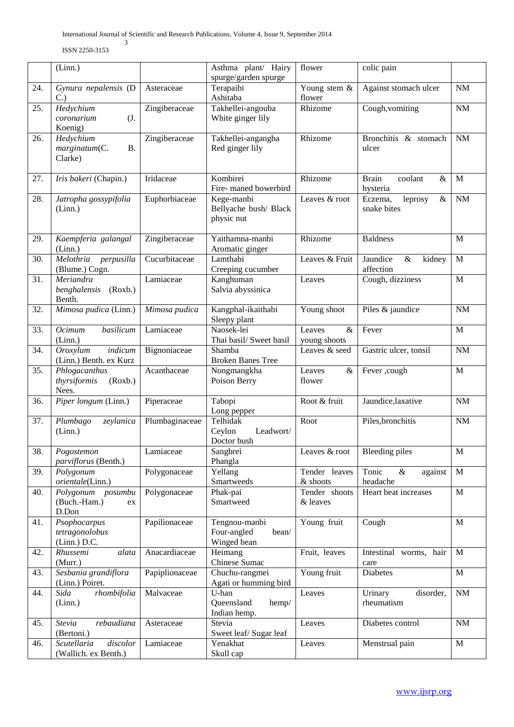| | (Linn.) | | Asthma plant/ Hairy spurge/garden spurge | flower | colic pain | |
|---|---|---|---|---|---|---|
| 24. | *Gynura nepalensis* (D C.) | Asteraceae | Terapaibi Ashitaba | Young stem & flower | Against stomach ulcer | NM |
| 25. | *Hedychium coronarium* (J. Koenig) | Zingiberaceae | Takhellei-angouba White ginger lily | Rhizome | Cough,vomiting | NM |
| 26. | *Hedychium marginatum*(C. B. Clarke) | Zingiberaceae | Takhellei-angangba Red ginger lily | Rhizome | Bronchitis & stomach ulcer | NM |
| 27. | *Iris bakeri* (Chapin.) | Iridaceae | Kombirei Fire- maned bowerbird | Rhizome | Brain coolant & hysteria | M |
| 28. | *Jatropha gossypifolia* (Linn.) | Euphorbiaceae | Kege-manbi Bellyache bush/ Black physic nut | Leaves & root | Eczema, leprosy & snake bites | NM |
| 29. | *Kaempferia galangal* (Linn.) | Zingiberaceae | Yaithamna-manbi Aromatic ginger | Rhizome | Baldness | M |
| 30. | *Melothria perpusilla* (Blume.) Cogn. | Cucurbitaceae | Lamthabi Creeping cucumber | Leaves & Fruit | Jaundice & kidney affection | M |
| 31. | *Meriandra benghalensis* (Roxb.) Benth. | Lamiaceae | Kanghuman Salvia abyssinica | Leaves | Cough, dizziness | M |
| 32. | *Mimosa pudica* (Linn.) | *Mimosa pudica* | Kangphal-ikaithabi Sleepy plant | Young shoot | Piles & jaundice | NM |
| 33. | *Ocimum basilicum* (Linn.) | Lamiaceae | Naosek-lei Thai basil/ Sweet basil | Leaves & young shoots | Fever | M |
| 34. | *Oroxylum indicum* (Linn.) Benth. ex Kurz | Bignoniaceae | Shamba Broken Banes Tree | Leaves & seed | Gastric ulcer, tonsil | NM |
| 35. | *Phlogacanthus thyrsiformis* (Roxb.) Nees. | Acanthaceae | Nongmangkha Poison Berry | Leaves & flower | Fever ,cough | M |
| 36. | *Piper longum* (Linn.) | Piperaceae | Tabopi Long pepper | Root & fruit | Jaundice,laxative | NM |
| 37. | *Plumbago zeylanica* (Linn.) | Plumbaginaceae | Telhidak Ceylon Leadwort/ Doctor bush | Root | Piles,bronchitis | NM |
| 38. | *Pogostemon parviflorus* (Benth.) | Lamiaceae | Sangbrei Phangla | Leaves & root | Bleeding piles | M |
| 39. | *Polygonum orientale*(Linn.) | Polygonaceae | Yellang Smartweeds | Tender leaves & shoots | Tonic & against headache | M |
| 40. | *Polygonum posumbu* (Buch.-Ham.) ex D.Don | Polygonaceae | Phak-pai Smartweed | Tender shoots & leaves | Heart beat increases | M |
| 41. | *Psophocarpus tetragonolobus* (Linn.) D.C. | Papilionaceae | Tengnou-manbi Four-angled bean/ Winged bean | Young fruit | Cough | M |
| 42. | *Rhussemi alata* (Murr.) | Anacardiaceae | Heimang Chinese Sumac | Fruit, leaves | Intestinal worms, hair care | M |
| 43. | *Sesbania grandiflora* (Linn.) Poiret. | Papiplionaceae | Chuchu-rangmei Agati or humming bird | Young fruit | Diabetes | M |
| 44. | *Sida rhombifolia* (Linn.) | Malvaceae | U-han Queensland hemp/ Indian hemp. | Leaves | Urinary disorder, rheumatism | NM |
| 45. | *Stevia rebaudiana* (Bertoni.) | Asteraceae | Stevia Sweet leaf/ Sugar leaf | Leaves | Diabetes control | NM |
| 46. | *Scutellaria discolor* (Wallich. ex Benth.) | Lamiaceae | Yenakhat Skull cap | Leaves | Menstrual pain | M |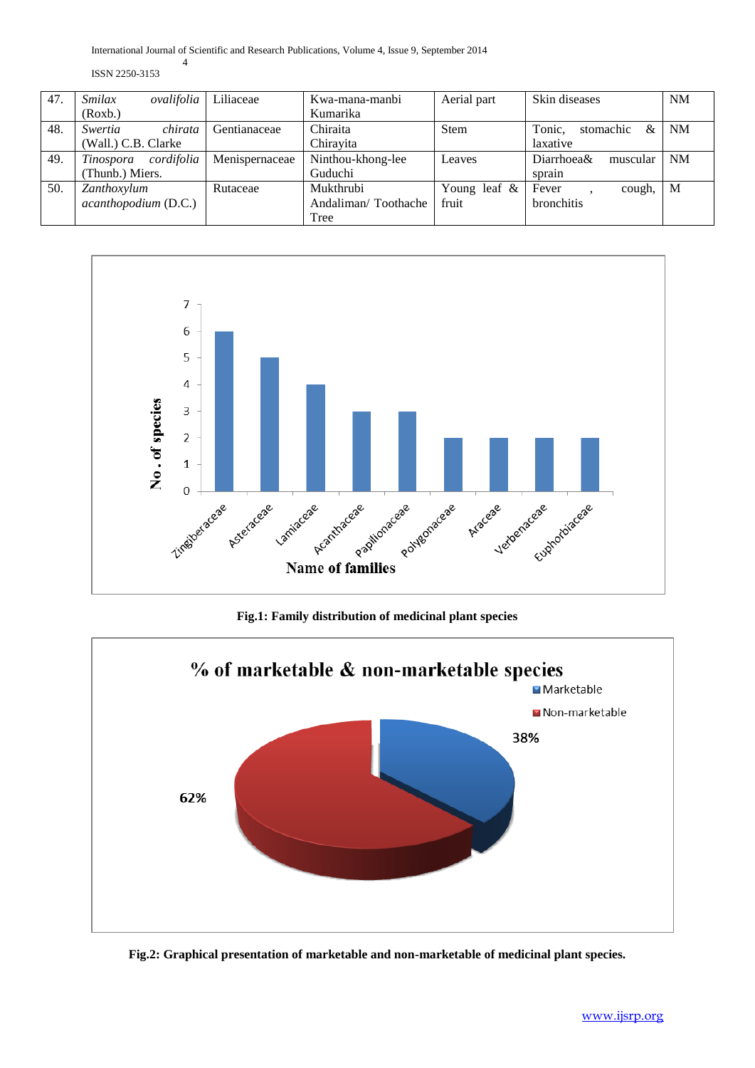| 47. | *Smilax ovalifolia* (Roxb.) | Liliaceae | Kwa-mana-manbi Kumarika | Aerial part | Skin diseases | NM |
|---|---|---|---|---|---|---|
| 48. | *Swertia chirata* (Wall.) C.B. Clarke | Gentianaceae | Chiraita Chirayita | Stem | Tonic, stomachic & laxative | NM |
| 49. | *Tinospora cordifolia* (Thunb.) Miers. | Menispernaceae | Ninthou-khong-lee Guduchi | Leaves | Diarrhoea& muscular sprain | NM |
| 50. | *Zanthoxylum acanthopodium* (D.C.) | Rutaceae | Mukthrubi Andaliman/ Toothache Tree | Young leaf & fruit | Fever , cough, bronchitis | M |

**Fig.1: Family distribution of medicinal plant species**

**Fig.2: Graphical presentation of marketable and non-marketable of medicinal plant species.**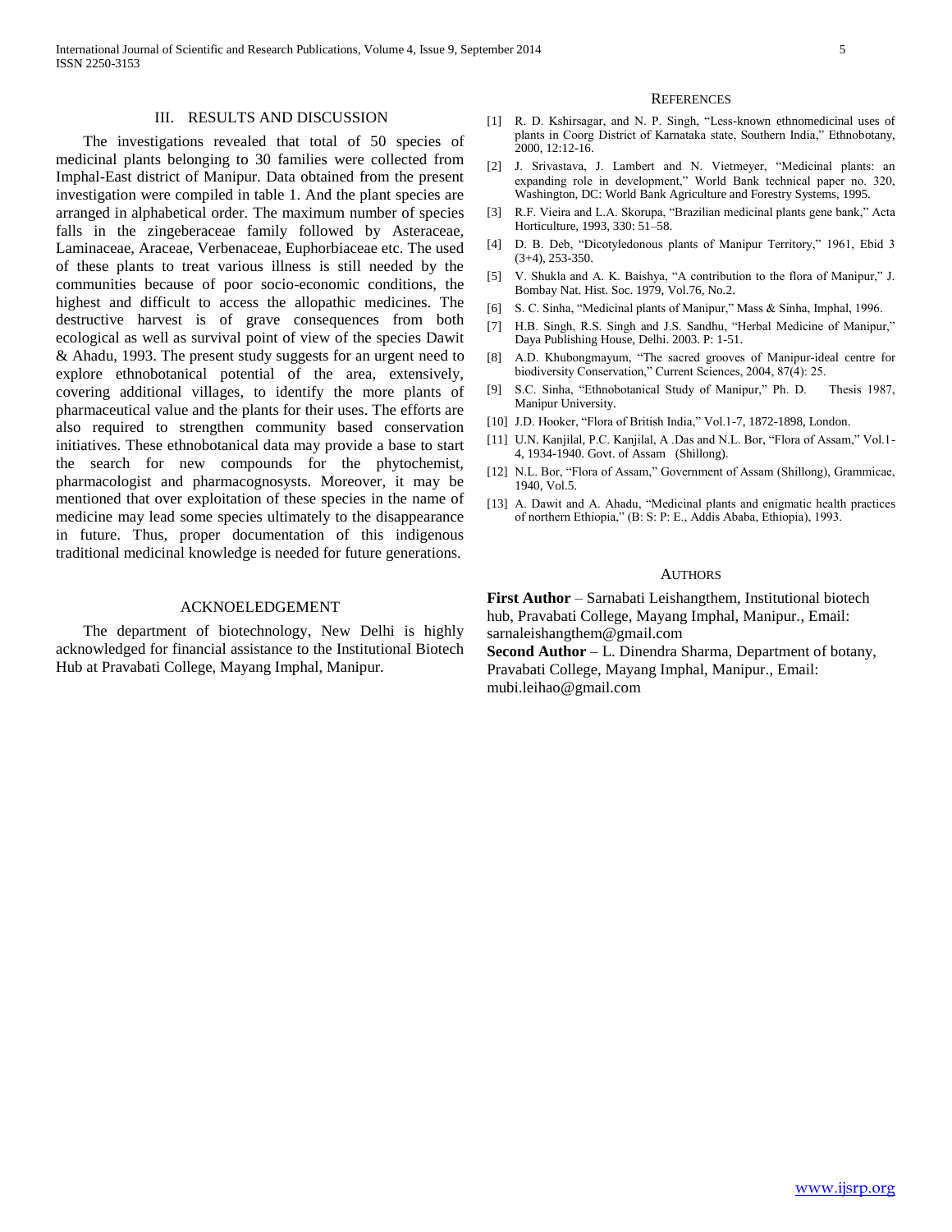## III. RESULTS AND DISCUSSION

The investigations revealed that total of 50 species of medicinal plants belonging to 30 families were collected from Imphal-East district of Manipur. Data obtained from the present investigation were compiled in table 1. And the plant species are arranged in alphabetical order. The maximum number of species falls in the zingeberaceae family followed by Asteraceae, Laminaceae, Araceae, Verbenaceae, Euphorbiaceae etc. The used of these plants to treat various illness is still needed by the communities because of poor socio-economic conditions, the highest and difficult to access the allopathic medicines. The destructive harvest is of grave consequences from both ecological as well as survival point of view of the species Dawit & Ahadu, 1993. The present study suggests for an urgent need to explore ethnobotanical potential of the area, extensively, covering additional villages, to identify the more plants of pharmaceutical value and the plants for their uses. The efforts are also required to strengthen community based conservation initiatives. These ethnobotanical data may provide a base to start the search for new compounds for the phytochemist, pharmacologist and pharmacognosysts. Moreover, it may be mentioned that over exploitation of these species in the name of medicine may lead some species ultimately to the disappearance in future. Thus, proper documentation of this indigenous traditional medicinal knowledge is needed for future generations.

## ACKNOELEDGEMENT

The department of biotechnology, New Delhi is highly acknowledged for financial assistance to the Institutional Biotech Hub at Pravabati College, Mayang Imphal, Manipur.

## REFERENCES

[1] R. D. Kshirsagar, and N. P. Singh, "Less-known ethnomedicinal uses of plants in Coorg District of Karnataka state, Southern India," Ethnobotany, 2000, 12:12-16.

[2] J. Srivastava, J. Lambert and N. Vietmeyer, "Medicinal plants: an expanding role in development," World Bank technical paper no. 320, Washington, DC: World Bank Agriculture and Forestry Systems, 1995.

[3] R.F. Vieira and L.A. Skorupa, "Brazilian medicinal plants gene bank," Acta Horticulture, 1993, 330: 51–58.

[4] D. B. Deb, "Dicotyledonous plants of Manipur Territory," 1961, Ebid 3 (3+4), 253-350.

[5] V. Shukla and A. K. Baishya, "A contribution to the flora of Manipur," J. Bombay Nat. Hist. Soc. 1979, Vol.76, No.2.

[6] S. C. Sinha, "Medicinal plants of Manipur," Mass & Sinha, Imphal, 1996.

[7] H.B. Singh, R.S. Singh and J.S. Sandhu, "Herbal Medicine of Manipur," Daya Publishing House, Delhi. 2003. P: 1-51.

[8] A.D. Khubongmayum, "The sacred grooves of Manipur-ideal centre for biodiversity Conservation," Current Sciences, 2004, 87(4): 25.

[9] S.C. Sinha, "Ethnobotanical Study of Manipur," Ph. D. Thesis 1987, Manipur University.

[10] J.D. Hooker, "Flora of British India," Vol.1-7, 1872-1898, London.

[11] U.N. Kanjilal, P.C. Kanjilal, A .Das and N.L. Bor, "Flora of Assam," Vol.1-4, 1934-1940. Govt. of Assam (Shillong).

[12] N.L. Bor, "Flora of Assam," Government of Assam (Shillong), Grammicae, 1940, Vol.5.

[13] A. Dawit and A. Ahadu, "Medicinal plants and enigmatic health practices of northern Ethiopia," (B: S: P: E., Addis Ababa, Ethiopia), 1993.

## AUTHORS

**First Author** – Sarnabati Leishangthem, Institutional biotech hub, Pravabati College, Mayang Imphal, Manipur., Email: sarnaleishangthem@gmail.com

**Second Author** – L. Dinendra Sharma, Department of botany, Pravabati College, Mayang Imphal, Manipur., Email: mubi.leihao@gmail.com